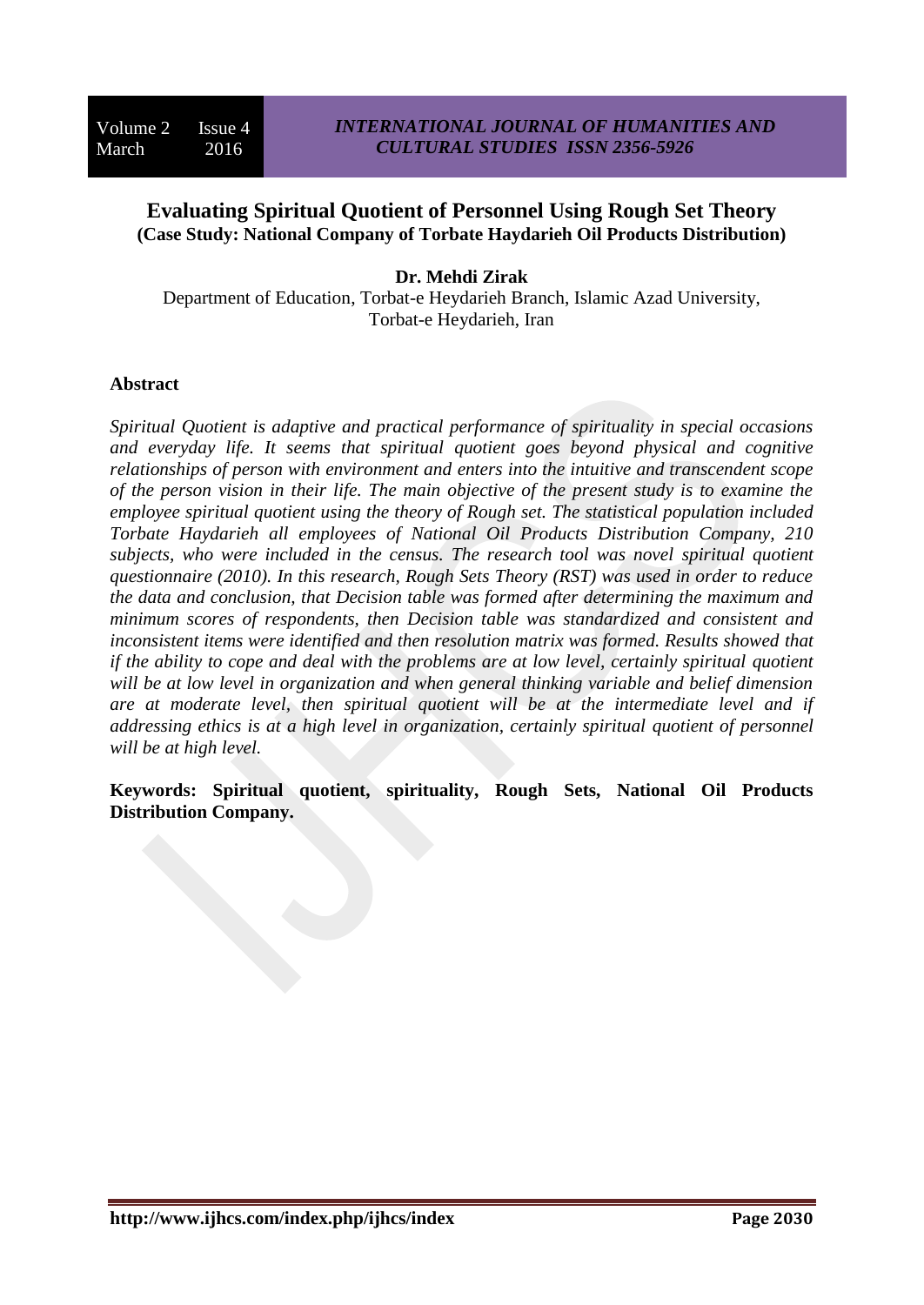# Evaluating Spiritual Quotient of Personnel Using Rough Set Theory

**(Case Study: National Company of Torbate Haydarieh Oil Products Distribution)**

**Dr. Mehdi Zirak**

Department of Education, Torbat-e Heydarieh Branch, Islamic Azad University, Torbat-e Heydarieh, Iran

## Abstract

*Spiritual Quotient is adaptive and practical performance of spirituality in special occasions and everyday life. It seems that spiritual quotient goes beyond physical and cognitive relationships of person with environment and enters into the intuitive and transcendent scope of the person vision in their life. The main objective of the present study is to examine the employee spiritual quotient using the theory of Rough set. The statistical population included Torbate Haydarieh all employees of National Oil Products Distribution Company, 210 subjects, who were included in the census. The research tool was novel spiritual quotient questionnaire (2010). In this research, Rough Sets Theory (RST) was used in order to reduce the data and conclusion, that Decision table was formed after determining the maximum and minimum scores of respondents, then Decision table was standardized and consistent and inconsistent items were identified and then resolution matrix was formed. Results showed that if the ability to cope and deal with the problems are at low level, certainly spiritual quotient will be at low level in organization and when general thinking variable and belief dimension are at moderate level, then spiritual quotient will be at the intermediate level and if addressing ethics is at a high level in organization, certainly spiritual quotient of personnel will be at high level.*

**Keywords: Spiritual quotient, spirituality, Rough Sets, National Oil Products Distribution Company.**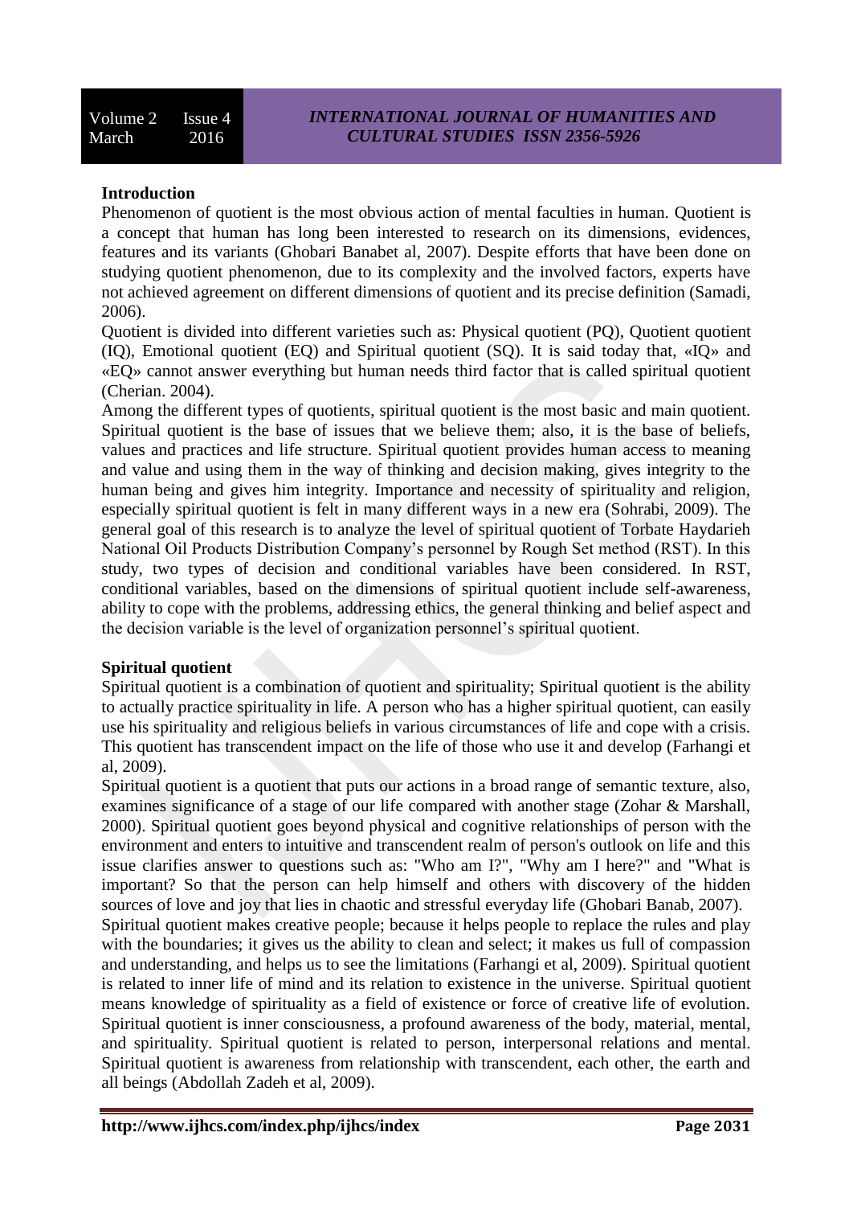**Introduction**

Phenomenon of quotient is the most obvious action of mental faculties in human. Quotient is a concept that human has long been interested to research on its dimensions, evidences, features and its variants (Ghobari Banabet al, 2007). Despite efforts that have been done on studying quotient phenomenon, due to its complexity and the involved factors, experts have not achieved agreement on different dimensions of quotient and its precise definition (Samadi, 2006).

Quotient is divided into different varieties such as: Physical quotient (PQ), Quotient quotient (IQ), Emotional quotient (EQ) and Spiritual quotient (SQ). It is said today that, «IQ» and «EQ» cannot answer everything but human needs third factor that is called spiritual quotient (Cherian. 2004).

Among the different types of quotients, spiritual quotient is the most basic and main quotient. Spiritual quotient is the base of issues that we believe them; also, it is the base of beliefs, values and practices and life structure. Spiritual quotient provides human access to meaning and value and using them in the way of thinking and decision making, gives integrity to the human being and gives him integrity. Importance and necessity of spirituality and religion, especially spiritual quotient is felt in many different ways in a new era (Sohrabi, 2009). The general goal of this research is to analyze the level of spiritual quotient of Torbate Haydarieh National Oil Products Distribution Company's personnel by Rough Set method (RST). In this study, two types of decision and conditional variables have been considered. In RST, conditional variables, based on the dimensions of spiritual quotient include self-awareness, ability to cope with the problems, addressing ethics, the general thinking and belief aspect and the decision variable is the level of organization personnel's spiritual quotient.

**Spiritual quotient**

Spiritual quotient is a combination of quotient and spirituality; Spiritual quotient is the ability to actually practice spirituality in life. A person who has a higher spiritual quotient, can easily use his spirituality and religious beliefs in various circumstances of life and cope with a crisis. This quotient has transcendent impact on the life of those who use it and develop (Farhangi et al, 2009).

Spiritual quotient is a quotient that puts our actions in a broad range of semantic texture, also, examines significance of a stage of our life compared with another stage (Zohar & Marshall, 2000). Spiritual quotient goes beyond physical and cognitive relationships of person with the environment and enters to intuitive and transcendent realm of person's outlook on life and this issue clarifies answer to questions such as: "Who am I?", "Why am I here?" and "What is important? So that the person can help himself and others with discovery of the hidden sources of love and joy that lies in chaotic and stressful everyday life (Ghobari Banab, 2007).

Spiritual quotient makes creative people; because it helps people to replace the rules and play with the boundaries; it gives us the ability to clean and select; it makes us full of compassion and understanding, and helps us to see the limitations (Farhangi et al, 2009). Spiritual quotient is related to inner life of mind and its relation to existence in the universe. Spiritual quotient means knowledge of spirituality as a field of existence or force of creative life of evolution. Spiritual quotient is inner consciousness, a profound awareness of the body, material, mental, and spirituality. Spiritual quotient is related to person, interpersonal relations and mental. Spiritual quotient is awareness from relationship with transcendent, each other, the earth and all beings (Abdollah Zadeh et al, 2009).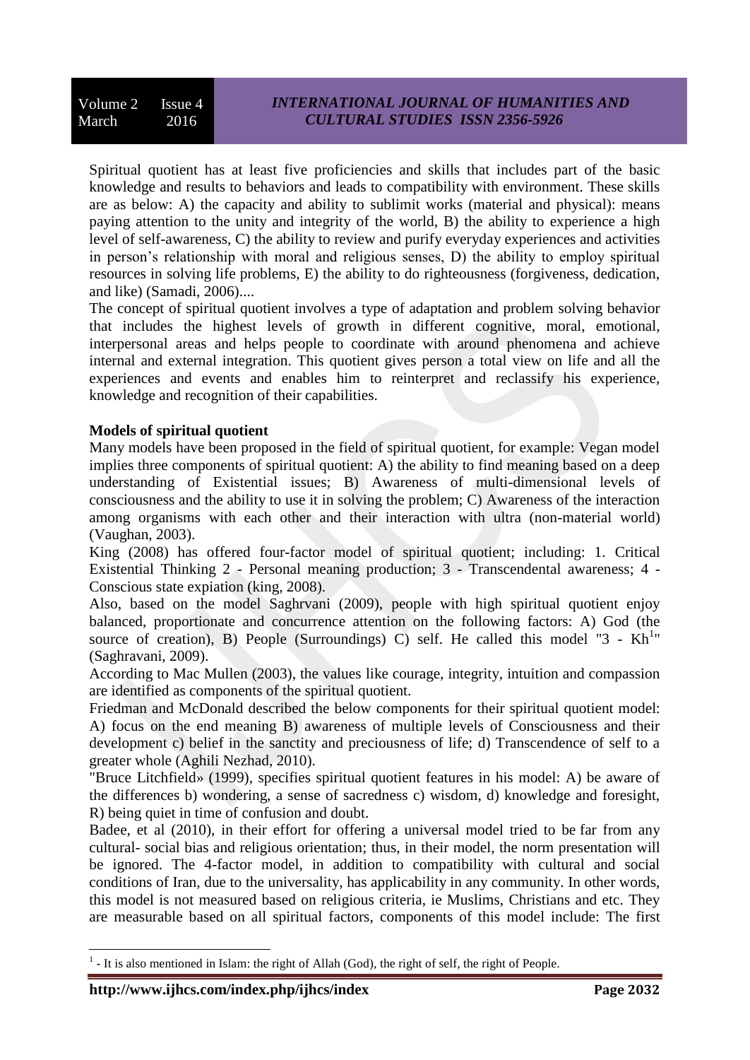Spiritual quotient has at least five proficiencies and skills that includes part of the basic knowledge and results to behaviors and leads to compatibility with environment. These skills are as below: A) the capacity and ability to sublimit works (material and physical): means paying attention to the unity and integrity of the world, B) the ability to experience a high level of self-awareness, C) the ability to review and purify everyday experiences and activities in person's relationship with moral and religious senses, D) the ability to employ spiritual resources in solving life problems, E) the ability to do righteousness (forgiveness, dedication, and like) (Samadi, 2006)....

The concept of spiritual quotient involves a type of adaptation and problem solving behavior that includes the highest levels of growth in different cognitive, moral, emotional, interpersonal areas and helps people to coordinate with around phenomena and achieve internal and external integration. This quotient gives person a total view on life and all the experiences and events and enables him to reinterpret and reclassify his experience, knowledge and recognition of their capabilities.

**Models of spiritual quotient**

Many models have been proposed in the field of spiritual quotient, for example: Vegan model implies three components of spiritual quotient: A) the ability to find meaning based on a deep understanding of Existential issues; B) Awareness of multi-dimensional levels of consciousness and the ability to use it in solving the problem; C) Awareness of the interaction among organisms with each other and their interaction with ultra (non-material world) (Vaughan, 2003).

King (2008) has offered four-factor model of spiritual quotient; including: 1. Critical Existential Thinking 2 - Personal meaning production; 3 - Transcendental awareness; 4 - Conscious state expiation (king, 2008).

Also, based on the model Saghrvani (2009), people with high spiritual quotient enjoy balanced, proportionate and concurrence attention on the following factors: A) God (the source of creation), B) People (Surroundings) C) self. He called this model "3 - Kh[1]" (Saghravani, 2009).

According to Mac Mullen (2003), the values like courage, integrity, intuition and compassion are identified as components of the spiritual quotient.

Friedman and McDonald described the below components for their spiritual quotient model: A) focus on the end meaning B) awareness of multiple levels of Consciousness and their development c) belief in the sanctity and preciousness of life; d) Transcendence of self to a greater whole (Aghili Nezhad, 2010).

"Bruce Litchfield» (1999), specifies spiritual quotient features in his model: A) be aware of the differences b) wondering, a sense of sacredness c) wisdom, d) knowledge and foresight, R) being quiet in time of confusion and doubt.

Badee, et al (2010), in their effort for offering a universal model tried to be far from any cultural- social bias and religious orientation; thus, in their model, the norm presentation will be ignored. The 4-factor model, in addition to compatibility with cultural and social conditions of Iran, due to the universality, has applicability in any community. In other words, this model is not measured based on religious criteria, ie Muslims, Christians and etc. They are measurable based on all spiritual factors, components of this model include: The first

[1] - It is also mentioned in Islam: the right of Allah (God), the right of self, the right of People.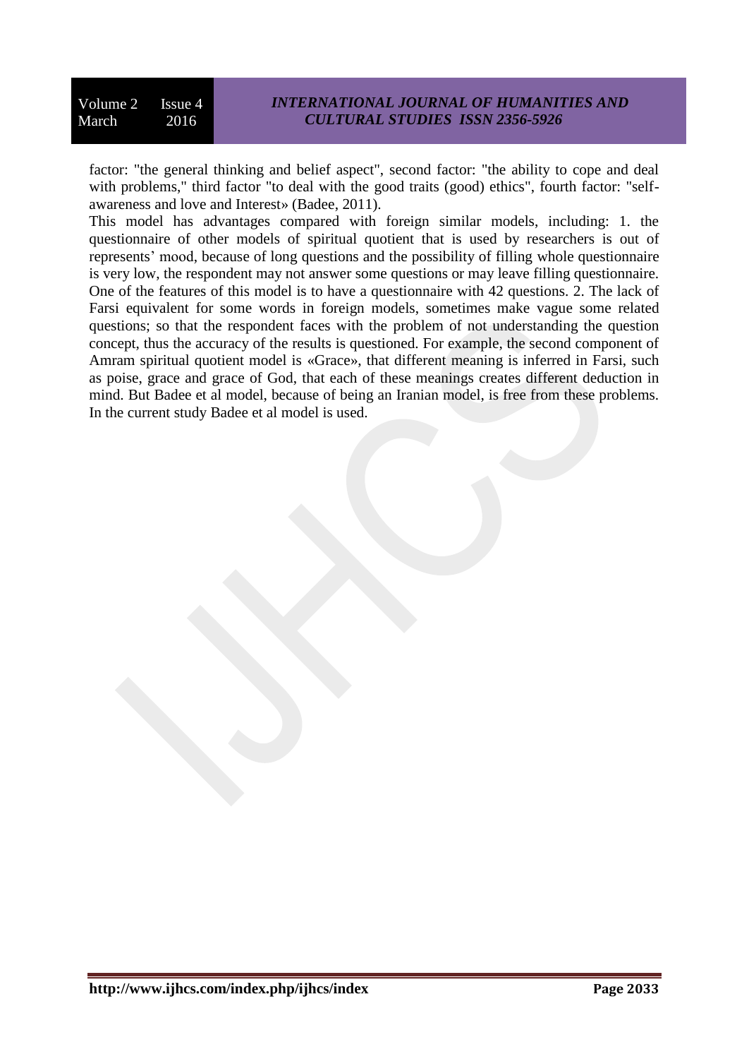factor: "the general thinking and belief aspect", second factor: "the ability to cope and deal with problems," third factor "to deal with the good traits (good) ethics", fourth factor: "self-awareness and love and Interest» (Badee, 2011).

This model has advantages compared with foreign similar models, including: 1. the questionnaire of other models of spiritual quotient that is used by researchers is out of represents' mood, because of long questions and the possibility of filling whole questionnaire is very low, the respondent may not answer some questions or may leave filling questionnaire. One of the features of this model is to have a questionnaire with 42 questions. 2. The lack of Farsi equivalent for some words in foreign models, sometimes make vague some related questions; so that the respondent faces with the problem of not understanding the question concept, thus the accuracy of the results is questioned. For example, the second component of Amram spiritual quotient model is «Grace», that different meaning is inferred in Farsi, such as poise, grace and grace of God, that each of these meanings creates different deduction in mind. But Badee et al model, because of being an Iranian model, is free from these problems. In the current study Badee et al model is used.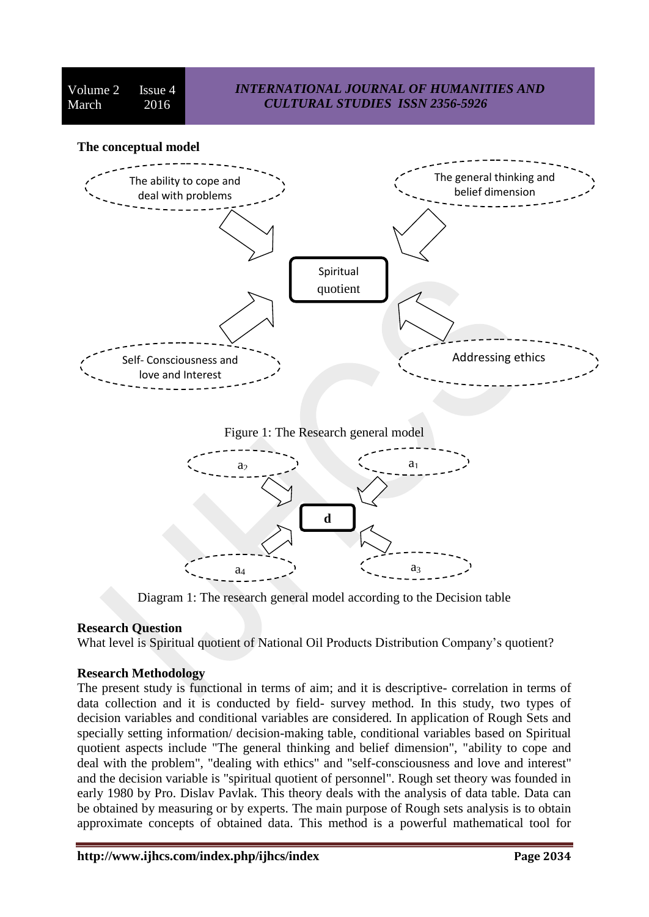**The conceptual model**

Figure 1: The Research general model

Diagram 1: The research general model according to the Decision table

**Research Question**

What level is Spiritual quotient of National Oil Products Distribution Company's quotient?

**Research Methodology**

The present study is functional in terms of aim; and it is descriptive- correlation in terms of data collection and it is conducted by field- survey method. In this study, two types of decision variables and conditional variables are considered. In application of Rough Sets and specially setting information/ decision-making table, conditional variables based on Spiritual quotient aspects include "The general thinking and belief dimension", "ability to cope and deal with the problem", "dealing with ethics" and "self-consciousness and love and interest" and the decision variable is "spiritual quotient of personnel". Rough set theory was founded in early 1980 by Pro. Dislav Pavlak. This theory deals with the analysis of data table. Data can be obtained by measuring or by experts. The main purpose of Rough sets analysis is to obtain approximate concepts of obtained data. This method is a powerful mathematical tool for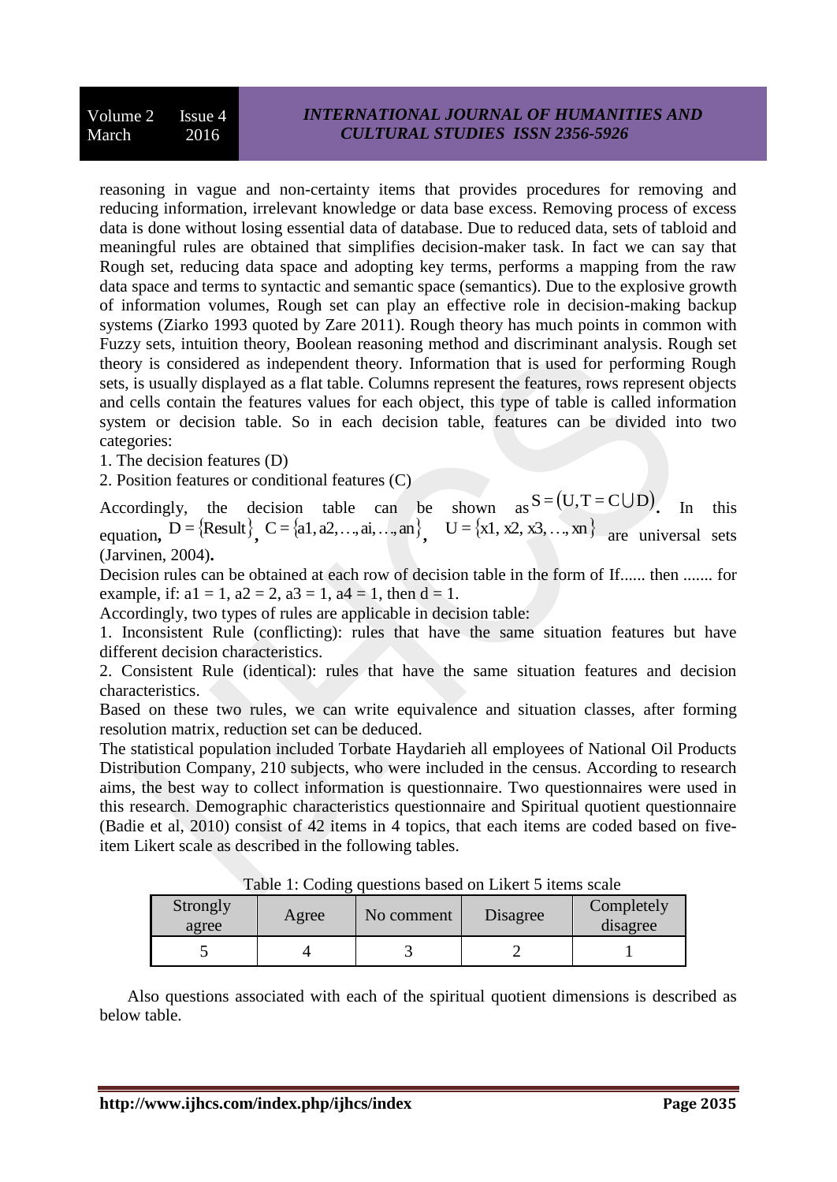reasoning in vague and non-certainty items that provides procedures for removing and reducing information, irrelevant knowledge or data base excess. Removing process of excess data is done without losing essential data of database. Due to reduced data, sets of tabloid and meaningful rules are obtained that simplifies decision-maker task. In fact we can say that Rough set, reducing data space and adopting key terms, performs a mapping from the raw data space and terms to syntactic and semantic space (semantics). Due to the explosive growth of information volumes, Rough set can play an effective role in decision-making backup systems (Ziarko 1993 quoted by Zare 2011). Rough theory has much points in common with Fuzzy sets, intuition theory, Boolean reasoning method and discriminant analysis. Rough set theory is considered as independent theory. Information that is used for performing Rough sets, is usually displayed as a flat table. Columns represent the features, rows represent objects and cells contain the features values for each object, this type of table is called information system or decision table. So in each decision table, features can be divided into two categories:

1. The decision features (D)
2. Position features or conditional features (C)

Accordingly, the decision table can be shown as $S = (U, T = C \cup D)$. In this equation, $D = \{Result\}$, $C = \{a1, a2, \ldots, ai, \ldots, an\}$, $U = \{x1, x2, x3, \ldots, xn\}$ are universal sets (Jarvinen, 2004).

Decision rules can be obtained at each row of decision table in the form of If...... then ....... for example, if: a1 = 1, a2 = 2, a3 = 1, a4 = 1, then d = 1.

Accordingly, two types of rules are applicable in decision table:

1. Inconsistent Rule (conflicting): rules that have the same situation features but have different decision characteristics.
2. Consistent Rule (identical): rules that have the same situation features and decision characteristics.

Based on these two rules, we can write equivalence and situation classes, after forming resolution matrix, reduction set can be deduced.

The statistical population included Torbate Haydarieh all employees of National Oil Products Distribution Company, 210 subjects, who were included in the census. According to research aims, the best way to collect information is questionnaire. Two questionnaires were used in this research. Demographic characteristics questionnaire and Spiritual quotient questionnaire (Badie et al, 2010) consist of 42 items in 4 topics, that each items are coded based on five-item Likert scale as described in the following tables.

Table 1: Coding questions based on Likert 5 items scale

| Strongly agree | Agree | No comment | Disagree | Completely disagree |
|---|---|---|---|---|
| 5 | 4 | 3 | 2 | 1 |

Also questions associated with each of the spiritual quotient dimensions is described as below table.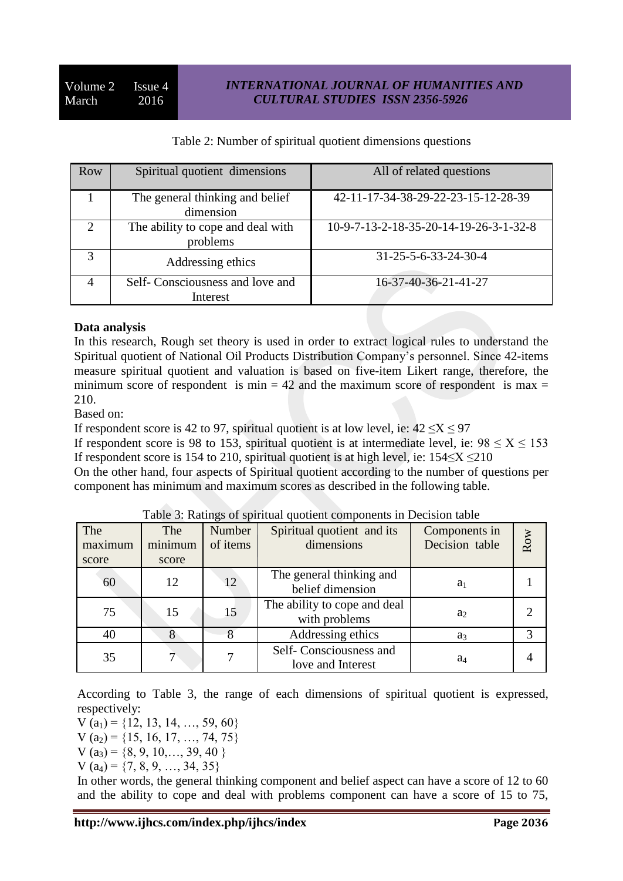Table 2: Number of spiritual quotient dimensions questions

| Row | Spiritual quotient dimensions | All of related questions |
|---|---|---|
| 1 | The general thinking and belief dimension | 42-11-17-34-38-29-22-23-15-12-28-39 |
| 2 | The ability to cope and deal with problems | 10-9-7-13-2-18-35-20-14-19-26-3-1-32-8 |
| 3 | Addressing ethics | 31-25-5-6-33-24-30-4 |
| 4 | Self- Consciousness and love and Interest | 16-37-40-36-21-41-27 |

**Data analysis**

In this research, Rough set theory is used in order to extract logical rules to understand the Spiritual quotient of National Oil Products Distribution Company's personnel. Since 42-items measure spiritual quotient and valuation is based on five-item Likert range, therefore, the minimum score of respondent is min = 42 and the maximum score of respondent is max = 210.

Based on:

If respondent score is 42 to 97, spiritual quotient is at low level, ie: $42 \leq X \leq 97$

If respondent score is 98 to 153, spiritual quotient is at intermediate level, ie: $98 \leq X \leq 153$

If respondent score is 154 to 210, spiritual quotient is at high level, ie: $154 \leq X \leq 210$

On the other hand, four aspects of Spiritual quotient according to the number of questions per component has minimum and maximum scores as described in the following table.

Table 3: Ratings of spiritual quotient components in Decision table

| The maximum score | The minimum score | Number of items | Spiritual quotient and its dimensions | Components in Decision table | Row |
|---|---|---|---|---|---|
| 60 | 12 | 12 | The general thinking and belief dimension | $a_1$ | 1 |
| 75 | 15 | 15 | The ability to cope and deal with problems | $a_2$ | 2 |
| 40 | 8 | 8 | Addressing ethics | $a_3$ | 3 |
| 35 | 7 | 7 | Self- Consciousness and love and Interest | $a_4$ | 4 |

According to Table 3, the range of each dimensions of spiritual quotient is expressed, respectively:

$V(a_1) = \{12, 13, 14, \ldots, 59, 60\}$

$V(a_2) = \{15, 16, 17, \ldots, 74, 75\}$

$V(a_3) = \{8, 9, 10, \ldots, 39, 40\}$

$V(a_4) = \{7, 8, 9, \ldots, 34, 35\}$

In other words, the general thinking component and belief aspect can have a score of 12 to 60 and the ability to cope and deal with problems component can have a score of 15 to 75,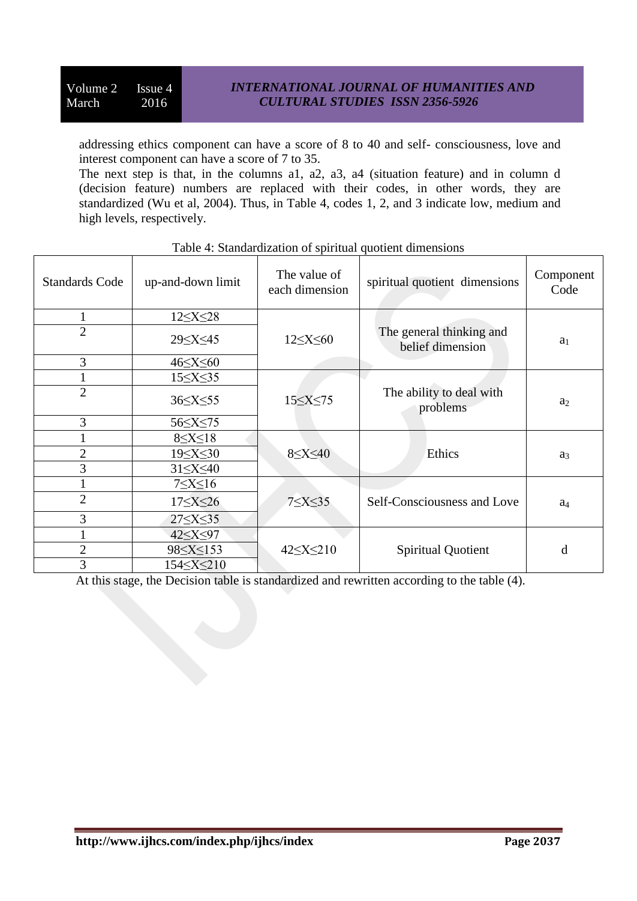addressing ethics component can have a score of 8 to 40 and self- consciousness, love and interest component can have a score of 7 to 35.

The next step is that, in the columns a1, a2, a3, a4 (situation feature) and in column d (decision feature) numbers are replaced with their codes, in other words, they are standardized (Wu et al, 2004). Thus, in Table 4, codes 1, 2, and 3 indicate low, medium and high levels, respectively.

Table 4: Standardization of spiritual quotient dimensions

| Standards Code | up-and-down limit | The value of each dimension | spiritual quotient dimensions | Component Code |
|---|---|---|---|---|
| 1 | $12 \leq X \leq 28$ | $12 \leq X \leq 60$ | The general thinking and belief dimension | $a_1$ |
| 2 | $29 \leq X \leq 45$ | | | |
| 3 | $46 \leq X \leq 60$ | | | |
| 1 | $15 \leq X \leq 35$ | $15 \leq X \leq 75$ | The ability to deal with problems | $a_2$ |
| 2 | $36 \leq X \leq 55$ | | | |
| 3 | $56 \leq X \leq 75$ | | | |
| 1 | $8 \leq X \leq 18$ | $8 \leq X \leq 40$ | Ethics | $a_3$ |
| 2 | $19 \leq X \leq 30$ | | | |
| 3 | $31 \leq X \leq 40$ | | | |
| 1 | $7 \leq X \leq 16$ | $7 \leq X \leq 35$ | Self-Consciousness and Love | $a_4$ |
| 2 | $17 \leq X \leq 26$ | | | |
| 3 | $27 \leq X \leq 35$ | | | |
| 1 | $42 \leq X \leq 97$ | $42 \leq X \leq 210$ | Spiritual Quotient | d |
| 2 | $98 \leq X \leq 153$ | | | |
| 3 | $154 \leq X \leq 210$ | | | |

At this stage, the Decision table is standardized and rewritten according to the table (4).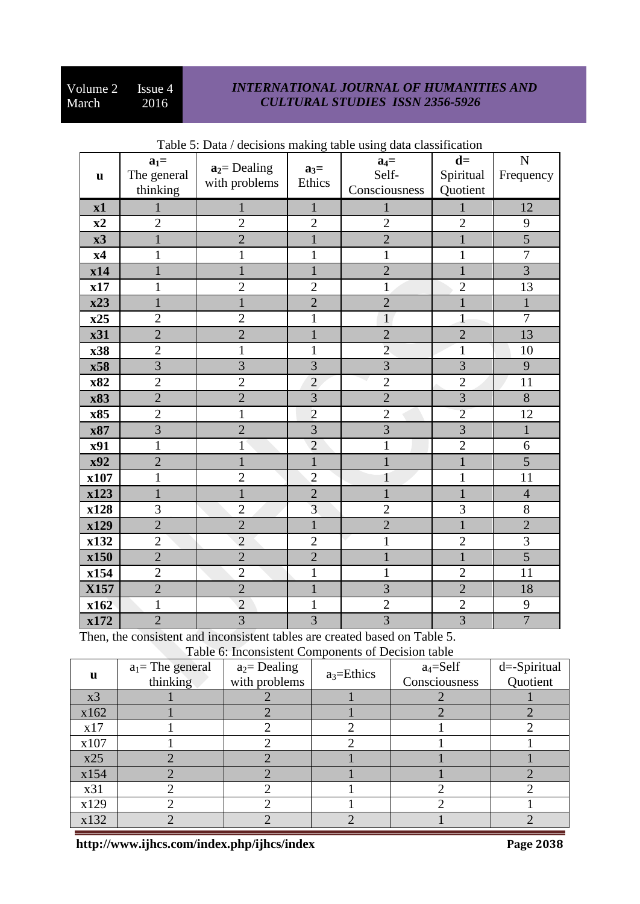Table 5: Data / decisions making table using data classification

| u | $a_1$= The general thinking | $a_2$= Dealing with problems | $a_3$= Ethics | $a_4$= Self-Consciousness | d= Spiritual Quotient | N Frequency |
|---|---|---|---|---|---|---|
| x1 | 1 | 1 | 1 | 1 | 1 | 12 |
| x2 | 2 | 2 | 2 | 2 | 2 | 9 |
| x3 | 1 | 2 | 1 | 2 | 1 | 5 |
| x4 | 1 | 1 | 1 | 1 | 1 | 7 |
| x14 | 1 | 1 | 1 | 2 | 1 | 3 |
| x17 | 1 | 2 | 2 | 1 | 2 | 13 |
| x23 | 1 | 1 | 2 | 2 | 1 | 1 |
| x25 | 2 | 2 | 1 | 1 | 1 | 7 |
| x31 | 2 | 2 | 1 | 2 | 2 | 13 |
| x38 | 2 | 1 | 1 | 2 | 1 | 10 |
| x58 | 3 | 3 | 3 | 3 | 3 | 9 |
| x82 | 2 | 2 | 2 | 2 | 2 | 11 |
| x83 | 2 | 2 | 3 | 2 | 3 | 8 |
| x85 | 2 | 1 | 2 | 2 | 2 | 12 |
| x87 | 3 | 2 | 3 | 3 | 3 | 1 |
| x91 | 1 | 1 | 2 | 1 | 2 | 6 |
| x92 | 2 | 1 | 1 | 1 | 1 | 5 |
| x107 | 1 | 2 | 2 | 1 | 1 | 11 |
| x123 | 1 | 1 | 2 | 1 | 1 | 4 |
| x128 | 3 | 2 | 3 | 2 | 3 | 8 |
| x129 | 2 | 2 | 1 | 2 | 1 | 2 |
| x132 | 2 | 2 | 2 | 1 | 2 | 3 |
| x150 | 2 | 2 | 2 | 1 | 1 | 5 |
| x154 | 2 | 2 | 1 | 1 | 2 | 11 |
| X157 | 2 | 2 | 1 | 3 | 2 | 18 |
| x162 | 1 | 2 | 1 | 2 | 2 | 9 |
| x172 | 2 | 3 | 3 | 3 | 3 | 7 |

Then, the consistent and inconsistent tables are created based on Table 5.

Table 6: Inconsistent Components of Decision table

| u | $a_1$= The general thinking | $a_2$= Dealing with problems | $a_3$=Ethics | $a_4$=Self Consciousness | d=-Spiritual Quotient |
|---|---|---|---|---|---|
| x3 | 1 | 2 | 1 | 2 | 1 |
| x162 | 1 | 2 | 1 | 2 | 2 |
| x17 | 1 | 2 | 2 | 1 | 2 |
| x107 | 1 | 2 | 2 | 1 | 1 |
| x25 | 2 | 2 | 1 | 1 | 1 |
| x154 | 2 | 2 | 1 | 1 | 2 |
| x31 | 2 | 2 | 1 | 2 | 2 |
| x129 | 2 | 2 | 1 | 2 | 1 |
| x132 | 2 | 2 | 2 | 1 | 2 |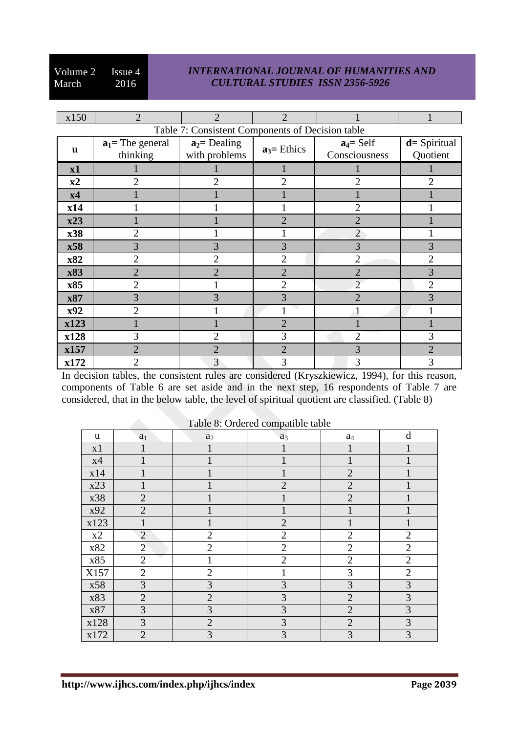| x150 | 2 | 2 | 2 | 1 | 1 |
|---|---|---|---|---|---|

Table 7: Consistent Components of Decision table

| u | $a_1$= The general thinking | $a_2$= Dealing with problems | $a_3$= Ethics | $a_4$= Self Consciousness | d= Spiritual Quotient |
|---|---|---|---|---|---|
| x1 | 1 | 1 | 1 | 1 | 1 |
| x2 | 2 | 2 | 2 | 2 | 2 |
| x4 | 1 | 1 | 1 | 1 | 1 |
| x14 | 1 | 1 | 1 | 2 | 1 |
| x23 | 1 | 1 | 2 | 2 | 1 |
| x38 | 2 | 1 | 1 | 2 | 1 |
| x58 | 3 | 3 | 3 | 3 | 3 |
| x82 | 2 | 2 | 2 | 2 | 2 |
| x83 | 2 | 2 | 2 | 2 | 3 |
| x85 | 2 | 1 | 2 | 2 | 2 |
| x87 | 3 | 3 | 3 | 2 | 3 |
| x92 | 2 | 1 | 1 | 1 | 1 |
| x123 | 1 | 1 | 2 | 1 | 1 |
| x128 | 3 | 2 | 3 | 2 | 3 |
| x157 | 2 | 2 | 2 | 3 | 2 |
| x172 | 2 | 3 | 3 | 3 | 3 |

In decision tables, the consistent rules are considered (Kryszkiewicz, 1994), for this reason, components of Table 6 are set aside and in the next step, 16 respondents of Table 7 are considered, that in the below table, the level of spiritual quotient are classified. (Table 8)

Table 8: Ordered compatible table

| u | $a_1$ | $a_2$ | $a_3$ | $a_4$ | d |
|---|---|---|---|---|---|
| x1 | 1 | 1 | 1 | 1 | 1 |
| x4 | 1 | 1 | 1 | 1 | 1 |
| x14 | 1 | 1 | 1 | 2 | 1 |
| x23 | 1 | 1 | 2 | 2 | 1 |
| x38 | 2 | 1 | 1 | 2 | 1 |
| x92 | 2 | 1 | 1 | 1 | 1 |
| x123 | 1 | 1 | 2 | 1 | 1 |
| x2 | 2 | 2 | 2 | 2 | 2 |
| x82 | 2 | 2 | 2 | 2 | 2 |
| x85 | 2 | 1 | 2 | 2 | 2 |
| X157 | 2 | 2 | 1 | 3 | 2 |
| x58 | 3 | 3 | 3 | 3 | 3 |
| x83 | 2 | 2 | 3 | 2 | 3 |
| x87 | 3 | 3 | 3 | 2 | 3 |
| x128 | 3 | 2 | 3 | 2 | 3 |
| x172 | 2 | 3 | 3 | 3 | 3 |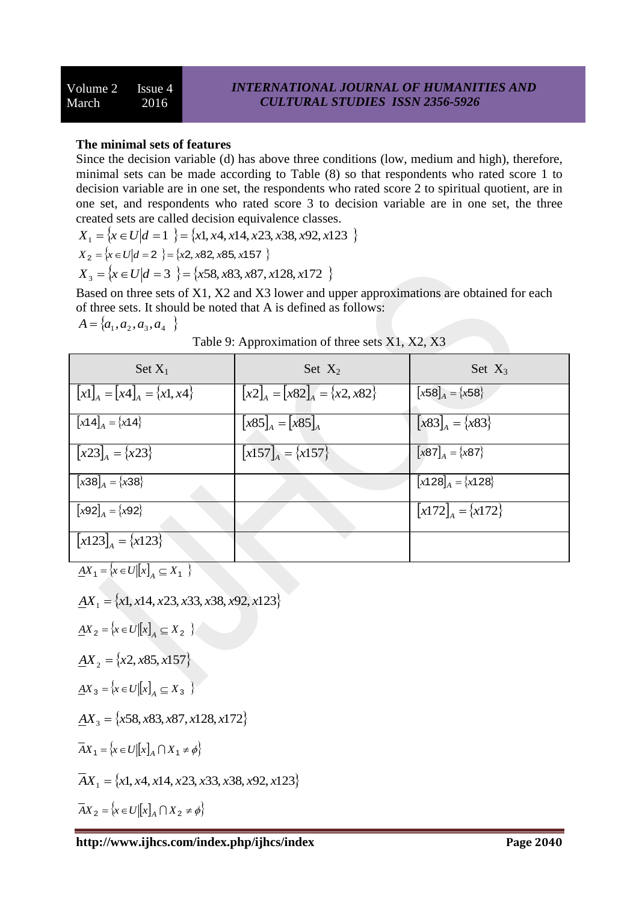**The minimal sets of features**

Since the decision variable (d) has above three conditions (low, medium and high), therefore, minimal sets can be made according to Table (8) so that respondents who rated score 1 to decision variable are in one set, the respondents who rated score 2 to spiritual quotient, are in one set, and respondents who rated score 3 to decision variable are in one set, the three created sets are called decision equivalence classes.

$X_1 = \{x \in U | d = 1 \} = \{x1, x4, x14, x23, x38, x92, x123 \}$

$X_2 = \{x \in U | d = 2 \} = \{x2, x82, x85, x157 \}$

$X_3 = \{x \in U | d = 3 \} = \{x58, x83, x87, x128, x172 \}$

Based on three sets of X1, X2 and X3 lower and upper approximations are obtained for each of three sets. It should be noted that A is defined as follows:

$A = \{a_1, a_2, a_3, a_4 \}$

Table 9: Approximation of three sets X1, X2, X3

| Set $X_1$ | Set $X_2$ | Set $X_3$ |
|---|---|---|
| $[x1]_A = [x4]_A = \{x1, x4\}$ | $[x2]_A = [x82]_A = \{x2, x82\}$ | $[x58]_A = \{x58\}$ |
| $[x14]_A = \{x14\}$ | $[x85]_A = [x85]_A$ | $[x83]_A = \{x83\}$ |
| $[x23]_A = \{x23\}$ | $[x157]_A = \{x157\}$ | $[x87]_A = \{x87\}$ |
| $[x38]_A = \{x38\}$ | | $[x128]_A = \{x128\}$ |
| $[x92]_A = \{x92\}$ | | $[x172]_A = \{x172\}$ |
| $[x123]_A = \{x123\}$ | | |

$\underline{A}X_1 = \{x \in U | [x]_A \subseteq X_1 \}$

$\underline{A}X_1 = \{x1, x14, x23, x33, x38, x92, x123\}$

$\underline{A}X_2 = \{x \in U | [x]_A \subseteq X_2 \}$

$\underline{A}X_2 = \{x2, x85, x157\}$

$\underline{A}X_3 = \{x \in U | [x]_A \subseteq X_3 \}$

$\underline{A}X_3 = \{x58, x83, x87, x128, x172\}$

$\overline{A}X_1 = \{x \in U | [x]_A \cap X_1 \neq \phi\}$

$\overline{A}X_1 = \{x1, x4, x14, x23, x33, x38, x92, x123\}$

$\overline{A}X_2 = \{x \in U | [x]_A \cap X_2 \neq \phi\}$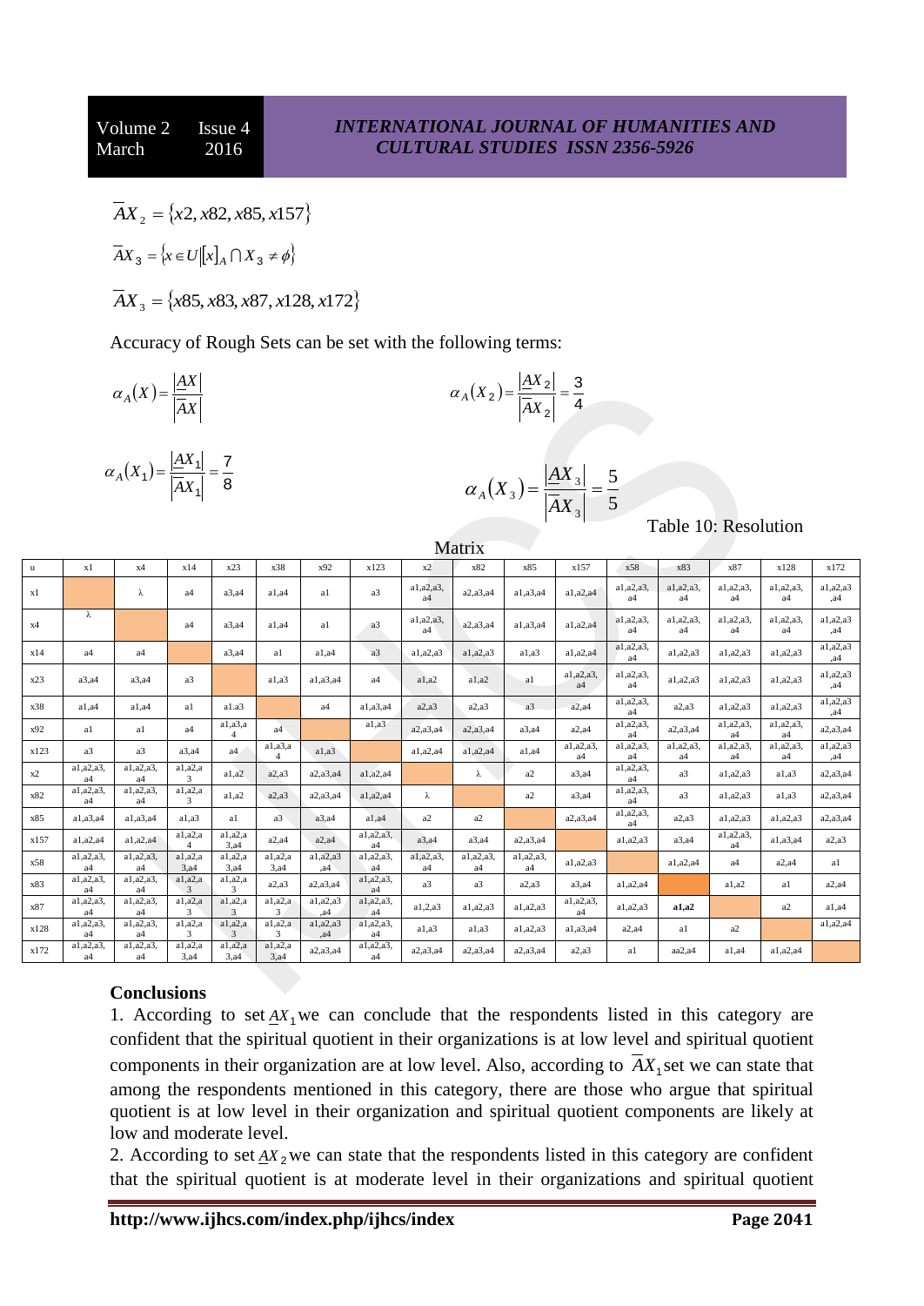$$\overline{A}X_2 = \{x2, x82, x85, x157\}$$

$$\overline{A}X_3 = \{x \in U | [x]_A \cap X_3 \neq \phi\}$$

$$\overline{A}X_3 = \{x85, x83, x87, x128, x172\}$$

Accuracy of Rough Sets can be set with the following terms:

$$\alpha_A(X) = \frac{|\underline{A}X|}{|\overline{A}X|}$$

$$\alpha_A(X_2) = \frac{|\underline{A}X_2|}{|\overline{A}X_2|} = \frac{3}{4}$$

$$\alpha_A(X_1) = \frac{|\underline{A}X_1|}{|\overline{A}X_1|} = \frac{7}{8}$$

$$\alpha_A(X_3) = \frac{|\underline{A}X_3|}{|\overline{A}X_3|} = \frac{5}{5}$$

Table 10: Resolution Matrix

| u | x1 | x4 | x14 | x23 | x38 | x92 | x123 | x2 | x82 | x85 | x157 | x58 | x83 | x87 | x128 | x172 |
|---|---|---|---|---|---|---|---|---|---|---|---|---|---|---|---|---|
| x1 | | λ | a4 | a3,a4 | a1,a4 | a1 | a3 | a1,a2,a3,a4 | a2,a3,a4 | a1,a3,a4 | a1,a2,a4 | a1,a2,a3,a4 | a1,a2,a3,a4 | a1,a2,a3,a4 | a1,a2,a3,a4 | a1,a2,a3,a4 |
| x4 | λ | | a4 | a3,a4 | a1,a4 | a1 | a3 | a1,a2,a3,a4 | a2,a3,a4 | a1,a3,a4 | a1,a2,a4 | a1,a2,a3,a4 | a1,a2,a3,a4 | a1,a2,a3,a4 | a1,a2,a3,a4 | a1,a2,a3,a4 |
| x14 | a4 | a4 | | a3,a4 | a1 | a1,a4 | a3 | a1,a2,a3 | a1,a2,a3 | a1,a3 | a1,a2,a4 | a1,a2,a3,a4 | a1,a2,a3 | a1,a2,a3 | a1,a2,a3 | a1,a2,a3,a4 |
| x23 | a3,a4 | a3,a4 | a3 | | a1,a3 | a1,a3,a4 | a4 | a1,a2 | a1,a2 | a1 | a1,a2,a3,a4 | a1,a2,a3,a4 | a1,a2,a3 | a1,a2,a3 | a1,a2,a3 | a1,a2,a3,a4 |
| x38 | a1,a4 | a1,a4 | a1 | a1.a3 | | a4 | a1,a3,a4 | a2,a3 | a2,a3 | a3 | a2,a4 | a1,a2,a3,a4 | a2,a3 | a1,a2,a3 | a1,a2,a3 | a1,a2,a3,a4 |
| x92 | a1 | a1 | a4 | a1,a3,a4 | a4 | | a1,a3 | a2,a3,a4 | a2,a3,a4 | a3,a4 | a2,a4 | a1,a2,a3,a4 | a2,a3,a4 | a1,a2,a3,a4 | a1,a2,a3,a4 | a2,a3,a4 |
| x123 | a3 | a3 | a3,a4 | a4 | a1,a3,a4 | a1,a3 | | a1,a2,a4 | a1,a2,a4 | a1,a4 | a1,a2,a3,a4 | a1,a2,a3,a4 | a1,a2,a3,a4 | a1,a2,a3,a4 | a1,a2,a3,a4 | a1,a2,a3,a4 |
| x2 | a1,a2,a3,a4 | a1,a2,a3,a4 | a1,a2,a3 | a1,a2 | a2,a3 | a2,a3,a4 | a1,a2,a4 | | λ | a2 | a3,a4 | a1,a2,a3,a4 | a3 | a1,a2,a3 | a1,a3 | a2,a3,a4 |
| x82 | a1,a2,a3,a4 | a1,a2,a3,a4 | a1,a2,a3 | a1,a2 | a2,a3 | a2,a3,a4 | a1,a2,a4 | λ | | a2 | a3,a4 | a1,a2,a3,a4 | a3 | a1,a2,a3 | a1,a3 | a2,a3,a4 |
| x85 | a1,a3,a4 | a1,a3,a4 | a1,a3 | a1 | a3 | a3,a4 | a1,a4 | a2 | a2 | | a2,a3,a4 | a1,a2,a3,a4 | a2,a3 | a1,a2,a3 | a1,a2,a3 | a2,a3,a4 |
| x157 | a1,a2,a4 | a1,a2,a4 | a1,a2,a4 | a1,a2,a3,a4 | a2,a4 | a2,a4 | a1,a2,a3,a4 | a3,a4 | a3,a4 | a2,a3,a4 | | a1,a2,a3 | a3,a4 | a1,a2,a3,a4 | a1,a3,a4 | a2,a3 |
| x58 | a1,a2,a3,a4 | a1,a2,a3,a4 | a1,a2,a3,a4 | a1,a2,a3,a4 | a1,a2,a3,a4 | a1,a2,a3,a4 | a1,a2,a3,a4 | a1,a2,a3,a4 | a1,a2,a3,a4 | a1,a2,a3,a4 | a1,a2,a3 | | a1,a2,a4 | a4 | a2,a4 | a1 |
| x83 | a1,a2,a3,a4 | a1,a2,a3,a4 | a1,a2,a3 | a1,a2,a3 | a2,a3 | a2,a3,a4 | a1,a2,a3,a4 | a3 | a3 | a2,a3 | a3,a4 | a1,a2,a4 | | a1,a2 | a1 | a2,a4 |
| x87 | a1,a2,a3,a4 | a1,a2,a3,a4 | a1,a2,a3 | a1,a2,a3 | a1,a2,a3 | a1,a2,a3,a4 | a1,a2,a3,a4 | a1,2,a3 | a1,a2,a3 | a1,a2,a3 | a1,a2,a3,a4 | a1,a2,a3 | **a1,a2** | | a2 | a1,a4 |
| x128 | a1,a2,a3,a4 | a1,a2,a3,a4 | a1,a2,a3 | a1,a2,a3 | a1,a2,a3 | a1,a2,a3,a4 | a1,a2,a3,a4 | a1,a3 | a1,a3 | a1,a2,a3 | a1,a3,a4 | a2,a4 | a1 | a2 | | a1,a2,a4 |
| x172 | a1,a2,a3,a4 | a1,a2,a3,a4 | a1,a2,a3,a4 | a1,a2,a3,a4 | a1,a2,a3,a4 | a2,a3,a4 | a1,a2,a3,a4 | a2,a3,a4 | a2,a3,a4 | a2,a3,a4 | a2,a3 | a1 | aa2,a4 | a1,a4 | a1,a2,a4 | |

## Conclusions

1. According to set $\underline{A}X_1$ we can conclude that the respondents listed in this category are confident that the spiritual quotient in their organizations is at low level and spiritual quotient components in their organization are at low level. Also, according to $\overline{A}X_1$ set we can state that among the respondents mentioned in this category, there are those who argue that spiritual quotient is at low level in their organization and spiritual quotient components are likely at low and moderate level.

2. According to set $\underline{A}X_2$ we can state that the respondents listed in this category are confident that the spiritual quotient is at moderate level in their organizations and spiritual quotient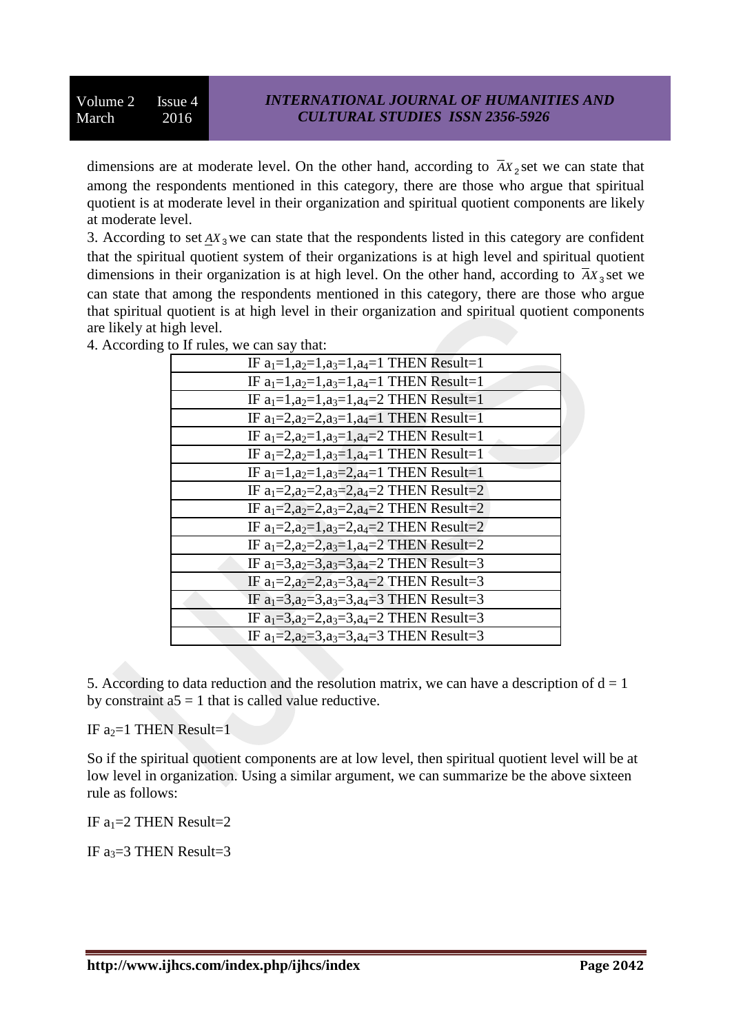dimensions are at moderate level. On the other hand, according to $\overline{A}X_2$ set we can state that among the respondents mentioned in this category, there are those who argue that spiritual quotient is at moderate level in their organization and spiritual quotient components are likely at moderate level.

3. According to set $\underline{A}X_3$ we can state that the respondents listed in this category are confident that the spiritual quotient system of their organizations is at high level and spiritual quotient dimensions in their organization is at high level. On the other hand, according to $\overline{A}X_3$ set we can state that among the respondents mentioned in this category, there are those who argue that spiritual quotient is at high level in their organization and spiritual quotient components are likely at high level.

4. According to If rules, we can say that:

| |
|---|
| IF $a_1$=1,$a_2$=1,$a_3$=1,$a_4$=1 THEN Result=1 |
| IF $a_1$=1,$a_2$=1,$a_3$=1,$a_4$=1 THEN Result=1 |
| IF $a_1$=1,$a_2$=1,$a_3$=1,$a_4$=2 THEN Result=1 |
| IF $a_1$=2,$a_2$=2,$a_3$=1,$a_4$=1 THEN Result=1 |
| IF $a_1$=2,$a_2$=1,$a_3$=1,$a_4$=2 THEN Result=1 |
| IF $a_1$=2,$a_2$=1,$a_3$=1,$a_4$=1 THEN Result=1 |
| IF $a_1$=1,$a_2$=1,$a_3$=2,$a_4$=1 THEN Result=1 |
| IF $a_1$=2,$a_2$=2,$a_3$=2,$a_4$=2 THEN Result=2 |
| IF $a_1$=2,$a_2$=2,$a_3$=2,$a_4$=2 THEN Result=2 |
| IF $a_1$=2,$a_2$=1,$a_3$=2,$a_4$=2 THEN Result=2 |
| IF $a_1$=2,$a_2$=2,$a_3$=1,$a_4$=2 THEN Result=2 |
| IF $a_1$=3,$a_2$=3,$a_3$=3,$a_4$=2 THEN Result=3 |
| IF $a_1$=2,$a_2$=2,$a_3$=3,$a_4$=2 THEN Result=3 |
| IF $a_1$=3,$a_2$=3,$a_3$=3,$a_4$=3 THEN Result=3 |
| IF $a_1$=3,$a_2$=2,$a_3$=3,$a_4$=2 THEN Result=3 |
| IF $a_1$=2,$a_2$=3,$a_3$=3,$a_4$=3 THEN Result=3 |

5. According to data reduction and the resolution matrix, we can have a description of $d = 1$ by constraint $a5 = 1$ that is called value reductive.

IF $a_2$=1 THEN Result=1

So if the spiritual quotient components are at low level, then spiritual quotient level will be at low level in organization. Using a similar argument, we can summarize be the above sixteen rule as follows:

IF $a_1$=2 THEN Result=2

IF $a_3$=3 THEN Result=3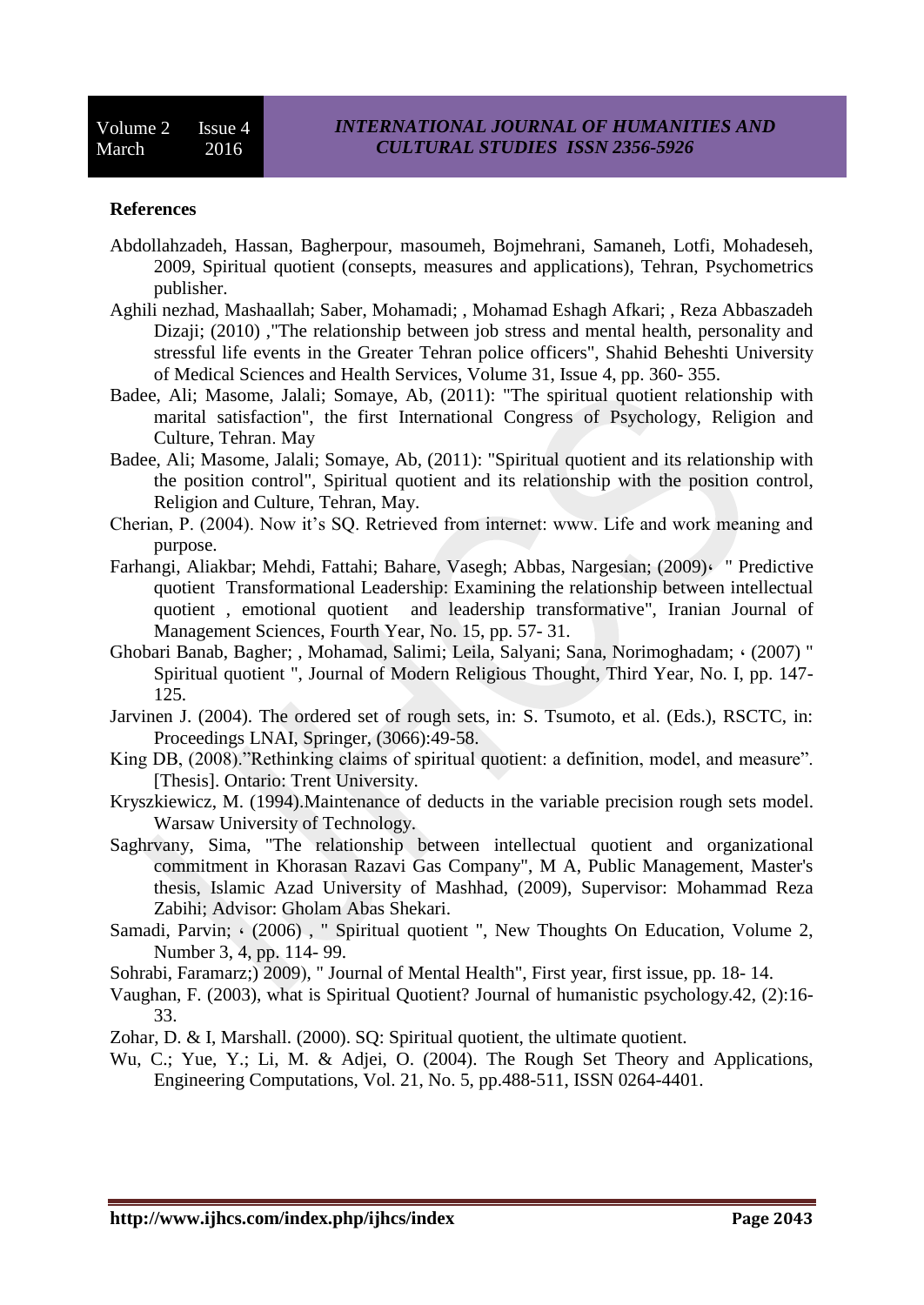**References**

Abdollahzadeh, Hassan, Bagherpour, masoumeh, Bojmehrani, Samaneh, Lotfi, Mohadeseh, 2009, Spiritual quotient (consepts, measures and applications), Tehran, Psychometrics publisher.

Aghili nezhad, Mashaallah; Saber, Mohamadi; , Mohamad Eshagh Afkari; , Reza Abbaszadeh Dizaji; (2010) ,"The relationship between job stress and mental health, personality and stressful life events in the Greater Tehran police officers", Shahid Beheshti University of Medical Sciences and Health Services, Volume 31, Issue 4, pp. 360- 355.

Badee, Ali; Masome, Jalali; Somaye, Ab, (2011): "The spiritual quotient relationship with marital satisfaction", the first International Congress of Psychology, Religion and Culture, Tehran. May

Badee, Ali; Masome, Jalali; Somaye, Ab, (2011): "Spiritual quotient and its relationship with the position control", Spiritual quotient and its relationship with the position control, Religion and Culture, Tehran, May.

Cherian, P. (2004). Now it's SQ. Retrieved from internet: www. Life and work meaning and purpose.

Farhangi, Aliakbar; Mehdi, Fattahi; Bahare, Vasegh; Abbas, Nargesian; (2009)، " Predictive quotient Transformational Leadership: Examining the relationship between intellectual quotient , emotional quotient and leadership transformative", Iranian Journal of Management Sciences, Fourth Year, No. 15, pp. 57- 31.

Ghobari Banab, Bagher; , Mohamad, Salimi; Leila, Salyani; Sana, Norimoghadam; ، (2007) " Spiritual quotient ", Journal of Modern Religious Thought, Third Year, No. I, pp. 147- 125.

Jarvinen J. (2004). The ordered set of rough sets, in: S. Tsumoto, et al. (Eds.), RSCTC, in: Proceedings LNAI, Springer, (3066):49-58.

King DB, (2008)."Rethinking claims of spiritual quotient: a definition, model, and measure". [Thesis]. Ontario: Trent University.

Kryszkiewicz, M. (1994).Maintenance of deducts in the variable precision rough sets model. Warsaw University of Technology.

Saghrvany, Sima, "The relationship between intellectual quotient and organizational commitment in Khorasan Razavi Gas Company", M A, Public Management, Master's thesis, Islamic Azad University of Mashhad, (2009), Supervisor: Mohammad Reza Zabihi; Advisor: Gholam Abas Shekari.

Samadi, Parvin; ، (2006) , " Spiritual quotient ", New Thoughts On Education, Volume 2, Number 3, 4, pp. 114- 99.

Sohrabi, Faramarz;) 2009), " Journal of Mental Health", First year, first issue, pp. 18- 14.

Vaughan, F. (2003), what is Spiritual Quotient? Journal of humanistic psychology.42, (2):16- 33.

Zohar, D. & I, Marshall. (2000). SQ: Spiritual quotient, the ultimate quotient.

Wu, C.; Yue, Y.; Li, M. & Adjei, O. (2004). The Rough Set Theory and Applications, Engineering Computations, Vol. 21, No. 5, pp.488-511, ISSN 0264-4401.